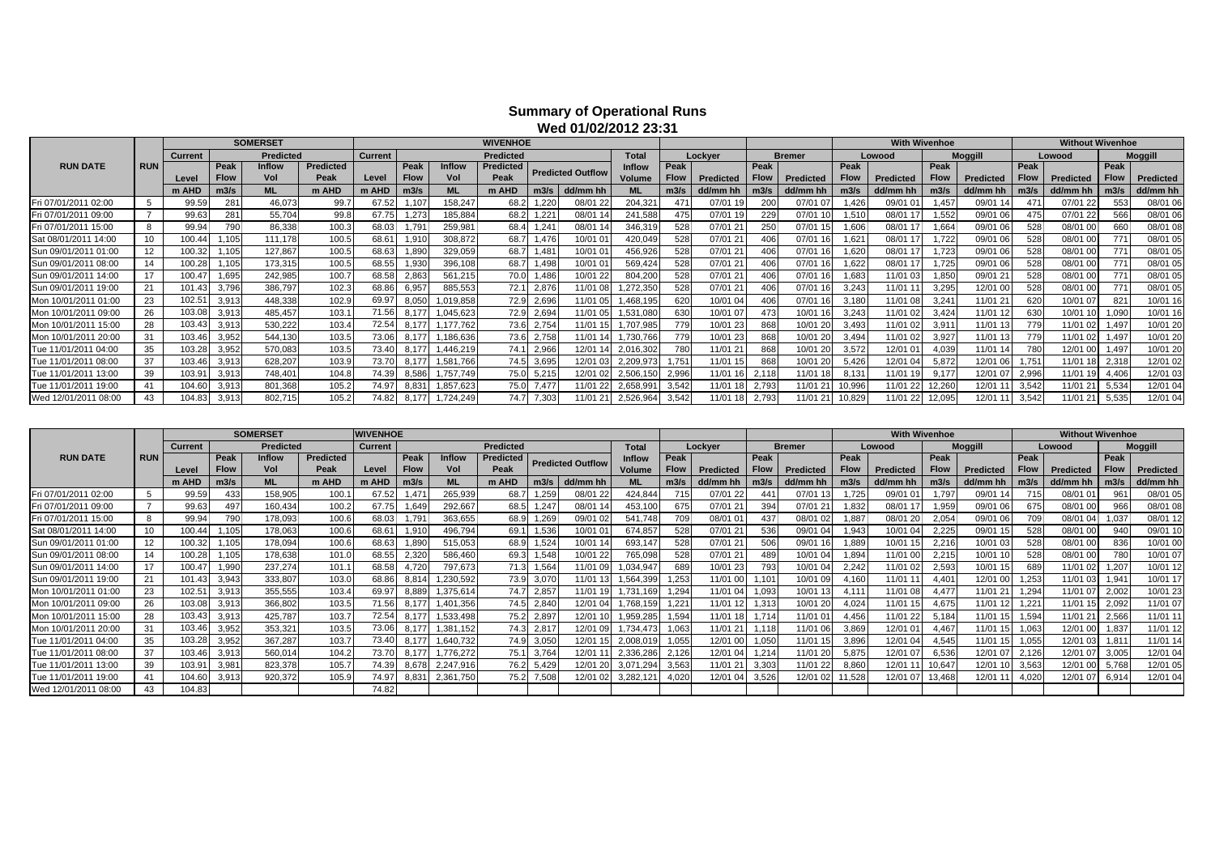# Summary of Operational Runs

## Wed 01/02/2012 23:31

| RUN DATE | RUN | SOMERSET | | | | WIVENHOE | | | | | | Total | Lockyer | | Bremer | | With Wivenhoe | | | | Without Wivenhoe | | | |
|---|---|---|---|---|---|---|---|---|---|---|---|---|---|---|---|---|---|---|---|---|---|---|---|---|
| | | Current | Predicted | | | Current | Predicted | | | | | Total | Lockyer | | Bremer | | Lowood | | Moggill | | Lowood | | Moggill | |
| | | Level | Peak Flow | Inflow Vol | Predicted Peak | Level | Peak Flow | Inflow Vol | Predicted Peak | Predicted Outflow | | Inflow Volume | Peak Flow | Predicted | Peak Flow | Predicted | Peak Flow | Predicted | Peak Flow | Predicted | Peak Flow | Predicted | Peak Flow | Predicted |
| | | m AHD | m3/s | ML | m AHD | m AHD | m3/s | ML | m AHD | m3/s | dd/mm hh | ML | m3/s | dd/mm hh | m3/s | dd/mm hh | m3/s | dd/mm hh | m3/s | dd/mm hh | m3/s | dd/mm hh | m3/s | dd/mm hh |
| Fri 07/01/2011 02:00 | 5 | 99.59 | 281 | 46,073 | 99.7 | 67.52 | 1,107 | 158,247 | 68.2 | 1,220 | 08/01 22 | 204,321 | 471 | 07/01 19 | 200 | 07/01 07 | 1,426 | 09/01 01 | 1,457 | 09/01 14 | 471 | 07/01 22 | 553 | 08/01 06 |
| Fri 07/01/2011 09:00 | 7 | 99.63 | 281 | 55,704 | 99.8 | 67.75 | 1,273 | 185,884 | 68.2 | 1,221 | 08/01 14 | 241,588 | 475 | 07/01 19 | 229 | 07/01 10 | 1,510 | 08/01 17 | 1,552 | 09/01 06 | 475 | 07/01 22 | 566 | 08/01 06 |
| Fri 07/01/2011 15:00 | 8 | 99.94 | 790 | 86,338 | 100.3 | 68.03 | 1,791 | 259,981 | 68.4 | 1,241 | 08/01 14 | 346,319 | 528 | 07/01 21 | 250 | 07/01 15 | 1,606 | 08/01 17 | 1,664 | 09/01 06 | 528 | 08/01 00 | 660 | 08/01 08 |
| Sat 08/01/2011 14:00 | 10 | 100.44 | 1,105 | 111,178 | 100.5 | 68.61 | 1,910 | 308,872 | 68.7 | 1,476 | 10/01 01 | 420,049 | 528 | 07/01 21 | 406 | 07/01 16 | 1,621 | 08/01 17 | 1,722 | 09/01 06 | 528 | 08/01 00 | 771 | 08/01 05 |
| Sun 09/01/2011 01:00 | 12 | 100.32 | 1,105 | 127,867 | 100.5 | 68.63 | 1,890 | 329,059 | 68.7 | 1,481 | 10/01 01 | 456,926 | 528 | 07/01 21 | 406 | 07/01 16 | 1,620 | 08/01 17 | 1,723 | 09/01 06 | 528 | 08/01 00 | 771 | 08/01 05 |
| Sun 09/01/2011 08:00 | 14 | 100.28 | 1,105 | 173,315 | 100.5 | 68.55 | 1,930 | 396,108 | 68.7 | 1,498 | 10/01 01 | 569,424 | 528 | 07/01 21 | 406 | 07/01 16 | 1,622 | 08/01 17 | 1,725 | 09/01 06 | 528 | 08/01 00 | 771 | 08/01 05 |
| Sun 09/01/2011 14:00 | 17 | 100.47 | 1,695 | 242,985 | 100.7 | 68.58 | 2,863 | 561,215 | 70.0 | 1,486 | 10/01 22 | 804,200 | 528 | 07/01 21 | 406 | 07/01 16 | 1,683 | 11/01 03 | 1,850 | 09/01 21 | 528 | 08/01 00 | 771 | 08/01 05 |
| Sun 09/01/2011 19:00 | 21 | 101.43 | 3,796 | 386,797 | 102.3 | 68.86 | 6,957 | 885,553 | 72.1 | 2,876 | 11/01 08 | 1,272,350 | 528 | 07/01 21 | 406 | 07/01 16 | 3,243 | 11/01 11 | 3,295 | 12/01 00 | 528 | 08/01 00 | 771 | 08/01 05 |
| Mon 10/01/2011 01:00 | 23 | 102.51 | 3,913 | 448,338 | 102.9 | 69.97 | 8,050 | 1,019,858 | 72.9 | 2,696 | 11/01 05 | 1,468,195 | 620 | 10/01 04 | 406 | 07/01 16 | 3,180 | 11/01 08 | 3,241 | 11/01 21 | 620 | 10/01 07 | 821 | 10/01 16 |
| Mon 10/01/2011 09:00 | 26 | 103.08 | 3,913 | 485,457 | 103.1 | 71.56 | 8,177 | 1,045,623 | 72.9 | 2,694 | 11/01 05 | 1,531,080 | 630 | 10/01 07 | 473 | 10/01 16 | 3,243 | 11/01 02 | 3,424 | 11/01 12 | 630 | 10/01 10 | 1,090 | 10/01 16 |
| Mon 10/01/2011 15:00 | 28 | 103.43 | 3,913 | 530,222 | 103.4 | 72.54 | 8,177 | 1,177,762 | 73.6 | 2,754 | 11/01 15 | 1,707,985 | 779 | 10/01 23 | 868 | 10/01 20 | 3,493 | 11/01 02 | 3,911 | 11/01 13 | 779 | 11/01 02 | 1,497 | 10/01 20 |
| Mon 10/01/2011 20:00 | 31 | 103.46 | 3,952 | 544,130 | 103.5 | 73.06 | 8,177 | 1,186,636 | 73.6 | 2,758 | 11/01 14 | 1,730,766 | 779 | 10/01 23 | 868 | 10/01 20 | 3,494 | 11/01 02 | 3,927 | 11/01 13 | 779 | 11/01 02 | 1,497 | 10/01 20 |
| Tue 11/01/2011 04:00 | 35 | 103.28 | 3,913 | 570,083 | 103.5 | 73.40 | 8,177 | 1,446,219 | 74.1 | 2,966 | 12/01 14 | 2,016,302 | 780 | 11/01 21 | 868 | 10/01 20 | 3,572 | 12/01 01 | 4,039 | 11/01 14 | 780 | 12/01 00 | 1,497 | 10/01 20 |
| Tue 11/01/2011 08:00 | 37 | 103.46 | 3,913 | 628,207 | 103.9 | 73.70 | 8,177 | 1,581,766 | 74.5 | 3,695 | 12/01 03 | 2,209,973 | 1,751 | 11/01 15 | 868 | 10/01 20 | 5,426 | 12/01 04 | 5,872 | 12/01 06 | 1,751 | 11/01 18 | 2,318 | 12/01 02 |
| Tue 11/01/2011 13:00 | 39 | 103.91 | 3,913 | 748,401 | 104.8 | 74.39 | 8,586 | 1,757,749 | 75.0 | 5,215 | 12/01 02 | 2,506,150 | 2,996 | 11/01 16 | 2,118 | 11/01 18 | 8,131 | 11/01 19 | 9,177 | 12/01 07 | 2,996 | 11/01 19 | 4,406 | 12/01 03 |
| Tue 11/01/2011 19:00 | 41 | 104.60 | 3,913 | 801,368 | 105.2 | 74.97 | 8,831 | 1,857,623 | 75.0 | 7,477 | 11/01 22 | 2,658,991 | 3,542 | 11/01 18 | 2,793 | 11/01 21 | 10,996 | 11/01 22 | 12,260 | 12/01 11 | 3,542 | 11/01 21 | 5,534 | 12/01 04 |
| Wed 12/01/2011 08:00 | 43 | 104.83 | 3,913 | 802,715 | 105.2 | 74.82 | 8,177 | 1,724,249 | 74.7 | 7,303 | 11/01 21 | 2,526,964 | 3,542 | 11/01 18 | 2,793 | 11/01 21 | 10,829 | 11/01 22 | 12,095 | 12/01 11 | 3,542 | 11/01 21 | 5,535 | 12/01 04 |

| RUN DATE | RUN | SOMERSET | | | | WIVENHOE | | | | | | Total | Lockyer | | Bremer | | With Wivenhoe | | | | Without Wivenhoe | | | |
|---|---|---|---|---|---|---|---|---|---|---|---|---|---|---|---|---|---|---|---|---|---|---|---|---|
| | | Current | Predicted | | | Current | Predicted | | | | | Total | Lockyer | | Bremer | | Lowood | | Moggill | | Lowood | | Moggill | |
| | | Level | Peak Flow | Inflow Vol | Predicted Peak | Level | Peak Flow | Inflow Vol | Predicted Peak | Predicted Outflow | | Inflow Volume | Peak Flow | Predicted | Peak Flow | Predicted | Peak Flow | Predicted | Peak Flow | Predicted | Peak Flow | Predicted | Peak Flow | Predicted |
| | | m AHD | m3/s | ML | m AHD | m AHD | m3/s | ML | m AHD | m3/s | dd/mm hh | ML | m3/s | dd/mm hh | m3/s | dd/mm hh | m3/s | dd/mm hh | m3/s | dd/mm hh | m3/s | dd/mm hh | m3/s | dd/mm hh |
| Fri 07/01/2011 02:00 | 5 | 99.59 | 433 | 158,905 | 100.1 | 67.52 | 1,471 | 265,939 | 68.7 | 1,259 | 08/01 22 | 424,844 | 715 | 07/01 22 | 441 | 07/01 13 | 1,725 | 09/01 01 | 1,797 | 09/01 14 | 715 | 08/01 01 | 961 | 08/01 05 |
| Fri 07/01/2011 09:00 | 7 | 99.63 | 497 | 160,434 | 100.2 | 67.75 | 1,649 | 292,667 | 68.5 | 1,247 | 08/01 14 | 453,100 | 675 | 07/01 21 | 394 | 07/01 21 | 1,832 | 08/01 17 | 1,959 | 09/01 06 | 675 | 08/01 00 | 966 | 08/01 08 |
| Fri 07/01/2011 15:00 | 8 | 99.94 | 790 | 178,093 | 100.6 | 68.03 | 1,791 | 363,655 | 68.9 | 1,269 | 09/01 02 | 541,748 | 709 | 08/01 01 | 437 | 08/01 02 | 1,887 | 08/01 20 | 2,054 | 09/01 06 | 709 | 08/01 04 | 1,037 | 08/01 12 |
| Sat 08/01/2011 14:00 | 10 | 100.44 | 1,105 | 178,063 | 100.6 | 68.61 | 1,910 | 496,794 | 69.1 | 1,536 | 10/01 01 | 674,857 | 528 | 07/01 21 | 536 | 09/01 04 | 1,943 | 10/01 04 | 2,225 | 09/01 15 | 528 | 08/01 00 | 940 | 09/01 10 |
| Sun 09/01/2011 01:00 | 12 | 100.32 | 1,105 | 178,094 | 100.6 | 68.63 | 1,890 | 515,053 | 68.9 | 1,524 | 10/01 14 | 693,147 | 528 | 07/01 21 | 506 | 09/01 16 | 1,889 | 10/01 15 | 2,216 | 10/01 03 | 528 | 08/01 00 | 836 | 10/01 00 |
| Sun 09/01/2011 08:00 | 14 | 100.28 | 1,105 | 178,638 | 101.0 | 68.55 | 2,320 | 586,460 | 69.3 | 1,548 | 10/01 22 | 765,098 | 528 | 07/01 21 | 489 | 10/01 04 | 1,894 | 11/01 00 | 2,215 | 10/01 10 | 528 | 08/01 00 | 780 | 10/01 07 |
| Sun 09/01/2011 14:00 | 17 | 100.47 | 1,990 | 237,274 | 101.1 | 68.58 | 4,720 | 797,673 | 71.3 | 1,564 | 11/01 09 | 1,034,947 | 689 | 10/01 23 | 793 | 10/01 04 | 2,242 | 11/01 02 | 2,593 | 10/01 15 | 689 | 11/01 02 | 1,207 | 10/01 12 |
| Sun 09/01/2011 19:00 | 21 | 101.43 | 3,943 | 333,807 | 103.0 | 68.86 | 8,814 | 1,230,592 | 73.9 | 3,070 | 11/01 13 | 1,564,399 | 1,253 | 11/01 00 | 1,101 | 10/01 09 | 4,160 | 11/01 11 | 4,401 | 12/01 00 | 1,253 | 11/01 03 | 1,941 | 10/01 17 |
| Mon 10/01/2011 01:00 | 23 | 102.51 | 3,913 | 355,555 | 103.4 | 69.97 | 8,889 | 1,375,614 | 74.7 | 2,857 | 11/01 19 | 1,731,169 | 1,294 | 11/01 04 | 1,093 | 10/01 13 | 4,111 | 11/01 08 | 4,477 | 11/01 21 | 1,294 | 11/01 07 | 2,002 | 10/01 23 |
| Mon 10/01/2011 09:00 | 26 | 103.08 | 3,913 | 366,802 | 103.5 | 71.56 | 8,177 | 1,401,356 | 74.5 | 2,840 | 12/01 04 | 1,768,159 | 1,221 | 11/01 12 | 1,313 | 10/01 20 | 4,024 | 11/01 15 | 4,675 | 11/01 12 | 1,221 | 11/01 15 | 2,092 | 11/01 07 |
| Mon 10/01/2011 15:00 | 28 | 103.43 | 3,913 | 425,787 | 103.7 | 72.54 | 8,177 | 1,533,498 | 75.2 | 2,897 | 12/01 10 | 1,959,285 | 1,594 | 11/01 18 | 1,714 | 11/01 01 | 4,456 | 11/01 22 | 5,184 | 11/01 15 | 1,594 | 11/01 21 | 2,566 | 11/01 11 |
| Mon 10/01/2011 20:00 | 31 | 103.46 | 3,952 | 353,321 | 103.5 | 73.06 | 8,177 | 1,381,152 | 74.3 | 2,817 | 12/01 09 | 1,734,473 | 1,063 | 11/01 21 | 1,118 | 11/01 06 | 3,869 | 12/01 01 | 4,467 | 11/01 15 | 1,063 | 12/01 00 | 1,837 | 11/01 12 |
| Tue 11/01/2011 04:00 | 35 | 103.28 | 3,952 | 367,287 | 103.7 | 73.40 | 8,177 | 1,640,732 | 74.9 | 3,050 | 12/01 15 | 2,008,019 | 1,055 | 12/01 00 | 1,050 | 11/01 15 | 3,896 | 12/01 04 | 4,545 | 11/01 15 | 1,055 | 12/01 03 | 1,811 | 11/01 14 |
| Tue 11/01/2011 08:00 | 37 | 103.46 | 3,913 | 560,014 | 104.2 | 73.70 | 8,177 | 1,776,272 | 75.1 | 3,764 | 12/01 11 | 2,336,286 | 2,126 | 12/01 04 | 1,214 | 11/01 20 | 5,875 | 12/01 07 | 6,536 | 12/01 07 | 2,126 | 12/01 07 | 3,005 | 12/01 04 |
| Tue 11/01/2011 13:00 | 39 | 103.91 | 3,981 | 823,378 | 105.7 | 74.39 | 8,678 | 2,247,916 | 76.2 | 5,429 | 12/01 20 | 3,071,294 | 3,563 | 11/01 21 | 3,303 | 11/01 22 | 8,860 | 12/01 11 | 10,647 | 12/01 10 | 3,563 | 12/01 00 | 5,768 | 12/01 05 |
| Tue 11/01/2011 19:00 | 41 | 104.60 | 3,913 | 920,372 | 105.9 | 74.97 | 8,831 | 2,361,750 | 75.2 | 7,508 | 12/01 02 | 3,282,121 | 4,020 | 12/01 04 | 3,526 | 12/01 02 | 11,528 | 12/01 07 | 13,468 | 12/01 11 | 4,020 | 12/01 07 | 6,914 | 12/01 04 |
| Wed 12/01/2011 08:00 | 43 | 104.83 | | | | 74.82 | | | | | | | | | | | | | | | | | | |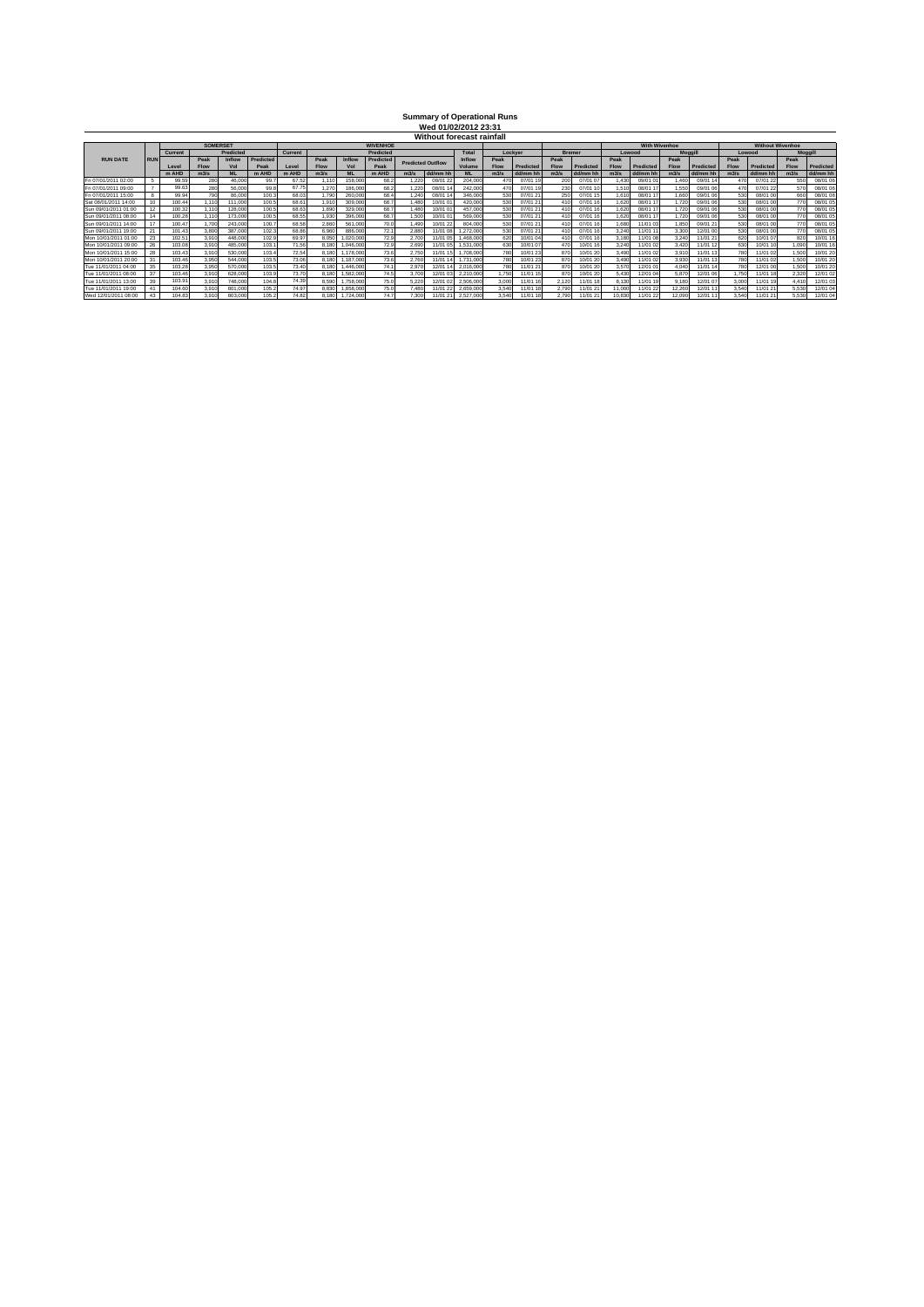# Summary of Operational Runs

## Wed 01/02/2012 23:31

### Without forecast rainfall

| RUN DATE | RUN | SOMERSET | | | | WIVENHOE | | | | | | | Total | Lockyer | | Bremer | | With Wivenhoe | | | | Without Wivenhoe | | | |
|---|---|---|---|---|---|---|---|---|---|---|---|---|---|---|---|---|---|---|---|---|---|---|---|---|---|
| | | Current | Predicted | | | Current | Predicted | | | | | | Inflow | | | | | Lowood | | Moggill | | Lowood | | Moggill | |
| | | Level | Peak Flow | Inflow Vol | Predicted Peak | Level | Peak Flow | Inflow Vol | Predicted Peak | Predicted Outflow | | | Volume | Peak Flow | Predicted | Peak Flow | Predicted | Peak Flow | Predicted | Peak Flow | Predicted | Peak Flow | Predicted | Peak Flow | Predicted |
| | | m AHD | m3/s | ML | m AHD | m AHD | m3/s | ML | m AHD | m3/s | dd/mm hh | | ML | m3/s | dd/mm hh | m3/s | dd/mm hh | m3/s | dd/mm hh | m3/s | dd/mm hh | m3/s | dd/mm hh | m3/s | dd/mm hh |
| Fri 07/01/2011 02:00 | 5 | 99.59 | 280 | 46,000 | 99.7 | 67.52 | 1,110 | 158,000 | 68.2 | 1,220 | 08/01 22 | | 204,000 | 470 | 07/01 19 | 200 | 07/01 07 | 1,430 | 09/01 01 | 1,460 | 09/01 14 | 470 | 07/01 22 | 550 | 08/01 06 |
| Fri 07/01/2011 09:00 | 7 | 99.63 | 280 | 56,000 | 99.8 | 67.75 | 1,270 | 186,000 | 68.2 | 1,220 | 08/01 14 | | 242,000 | 470 | 07/01 19 | 230 | 07/01 10 | 1,510 | 08/01 17 | 1,550 | 09/01 06 | 470 | 07/01 22 | 570 | 08/01 06 |
| Fri 07/01/2011 15:00 | 8 | 99.94 | 790 | 86,000 | 100.3 | 68.03 | 1,790 | 260,000 | 68.4 | 1,240 | 08/01 14 | | 346,000 | 530 | 07/01 21 | 250 | 07/01 15 | 1,610 | 08/01 17 | 1,660 | 09/01 06 | 530 | 08/01 00 | 660 | 08/01 08 |
| Sat 08/01/2011 14:00 | 10 | 100.44 | 1,110 | 111,000 | 100.5 | 68.61 | 1,910 | 309,000 | 68.7 | 1,480 | 10/01 01 | | 420,000 | 530 | 07/01 21 | 410 | 07/01 16 | 1,620 | 08/01 17 | 1,720 | 09/01 06 | 530 | 08/01 00 | 770 | 08/01 05 |
| Sun 09/01/2011 01:00 | 12 | 100.32 | 1,110 | 128,000 | 100.5 | 68.63 | 1,890 | 329,000 | 68.7 | 1,480 | 10/01 01 | | 457,000 | 530 | 07/01 21 | 410 | 07/01 16 | 1,620 | 08/01 17 | 1,720 | 09/01 06 | 530 | 08/01 00 | 770 | 08/01 05 |
| Sun 09/01/2011 08:00 | 14 | 100.28 | 1,110 | 173,000 | 100.5 | 68.55 | 1,930 | 396,000 | 68.7 | 1,500 | 10/01 01 | | 569,000 | 530 | 07/01 21 | 410 | 07/01 16 | 1,620 | 08/01 17 | 1,720 | 09/01 06 | 530 | 08/01 00 | 770 | 08/01 05 |
| Sun 09/01/2011 14:00 | 17 | 100.47 | 1,700 | 243,000 | 100.7 | 68.58 | 2,860 | 561,000 | 70.0 | 1,490 | 10/01 22 | | 804,000 | 530 | 07/01 21 | 410 | 07/01 16 | 1,680 | 11/01 03 | 1,850 | 09/01 21 | 530 | 08/01 00 | 770 | 08/01 05 |
| Sun 09/01/2011 19:00 | 21 | 101.43 | 3,800 | 387,000 | 102.3 | 68.86 | 6,960 | 886,000 | 72.1 | 2,880 | 11/01 08 | | 1,272,000 | 530 | 07/01 21 | 410 | 07/01 16 | 3,240 | 11/01 11 | 3,300 | 12/01 00 | 530 | 08/01 00 | 770 | 08/01 05 |
| Mon 10/01/2011 01:00 | 23 | 102.51 | 3,910 | 448,000 | 102.9 | 69.97 | 8,050 | 1,020,000 | 72.9 | 2,700 | 11/01 05 | | 1,468,000 | 620 | 10/01 04 | 410 | 07/01 16 | 3,180 | 11/01 08 | 3,240 | 11/01 21 | 620 | 10/01 07 | 820 | 10/01 16 |
| Mon 10/01/2011 09:00 | 26 | 103.08 | 3,910 | 485,000 | 103.1 | 71.56 | 8,180 | 1,046,000 | 72.9 | 2,690 | 11/01 05 | | 1,531,000 | 630 | 10/01 07 | 470 | 10/01 16 | 3,240 | 11/01 02 | 3,420 | 11/01 12 | 630 | 10/01 10 | 1,090 | 10/01 16 |
| Mon 10/01/2011 15:00 | 28 | 103.43 | 3,910 | 530,000 | 103.4 | 72.54 | 8,180 | 1,178,000 | 73.6 | 2,750 | 11/01 15 | | 1,708,000 | 780 | 10/01 23 | 870 | 10/01 20 | 3,490 | 11/01 02 | 3,910 | 11/01 13 | 780 | 11/01 02 | 1,500 | 10/01 20 |
| Mon 10/01/2011 20:00 | 31 | 103.48 | 3,950 | 544,000 | 103.5 | 73.06 | 8,180 | 1,187,000 | 73.6 | 2,760 | 11/01 14 | | 1,731,000 | 780 | 10/01 23 | 870 | 10/01 20 | 3,490 | 11/01 02 | 3,930 | 11/01 13 | 780 | 11/01 02 | 1,500 | 10/01 20 |
| Tue 11/01/2011 04:00 | 35 | 103.28 | 3,950 | 570,000 | 103.5 | 73.40 | 8,180 | 1,446,000 | 74.1 | 2,970 | 12/01 14 | | 2,016,000 | 780 | 11/01 21 | 870 | 10/01 20 | 3,570 | 12/01 01 | 4,040 | 11/01 14 | 780 | 12/01 00 | 1,500 | 10/01 20 |
| Tue 11/01/2011 08:00 | 37 | 103.46 | 3,910 | 628,000 | 103.9 | 73.70 | 8,180 | 1,582,000 | 74.5 | 3,700 | 12/01 03 | | 2,210,000 | 1,750 | 11/01 15 | 870 | 10/01 20 | 5,430 | 12/01 04 | 5,870 | 12/01 06 | 1,750 | 11/01 18 | 2,320 | 12/01 02 |
| Tue 11/01/2011 13:00 | 39 | 103.91 | 3,910 | 748,000 | 104.8 | 74.39 | 8,590 | 1,758,000 | 75.0 | 5,220 | 12/01 02 | | 2,506,000 | 3,000 | 11/01 16 | 2,120 | 11/01 18 | 8,130 | 11/01 19 | 9,180 | 12/01 07 | 3,000 | 11/01 19 | 4,410 | 12/01 03 |
| Tue 11/01/2011 19:00 | 41 | 104.60 | 3,910 | 801,000 | 105.2 | 74.97 | 8,830 | 1,858,000 | 75.0 | 7,460 | 11/01 22 | | 2,659,000 | 3,540 | 11/01 18 | 2,790 | 11/01 21 | 11,060 | 11/01 22 | 12,260 | 12/01 11 | 3,540 | 11/01 21 | 5,530 | 12/01 04 |
| Wed 12/01/2011 08:00 | 43 | 104.83 | 3,910 | 803,000 | 105.2 | 74.82 | 8,180 | 1,724,000 | 74.7 | 7,300 | 11/01 21 | | 2,527,000 | 3,540 | 11/01 18 | 2,790 | 11/01 21 | 10,630 | 11/01 22 | 12,090 | 12/01 11 | 3,540 | 11/01 21 | 5,530 | 12/01 04 |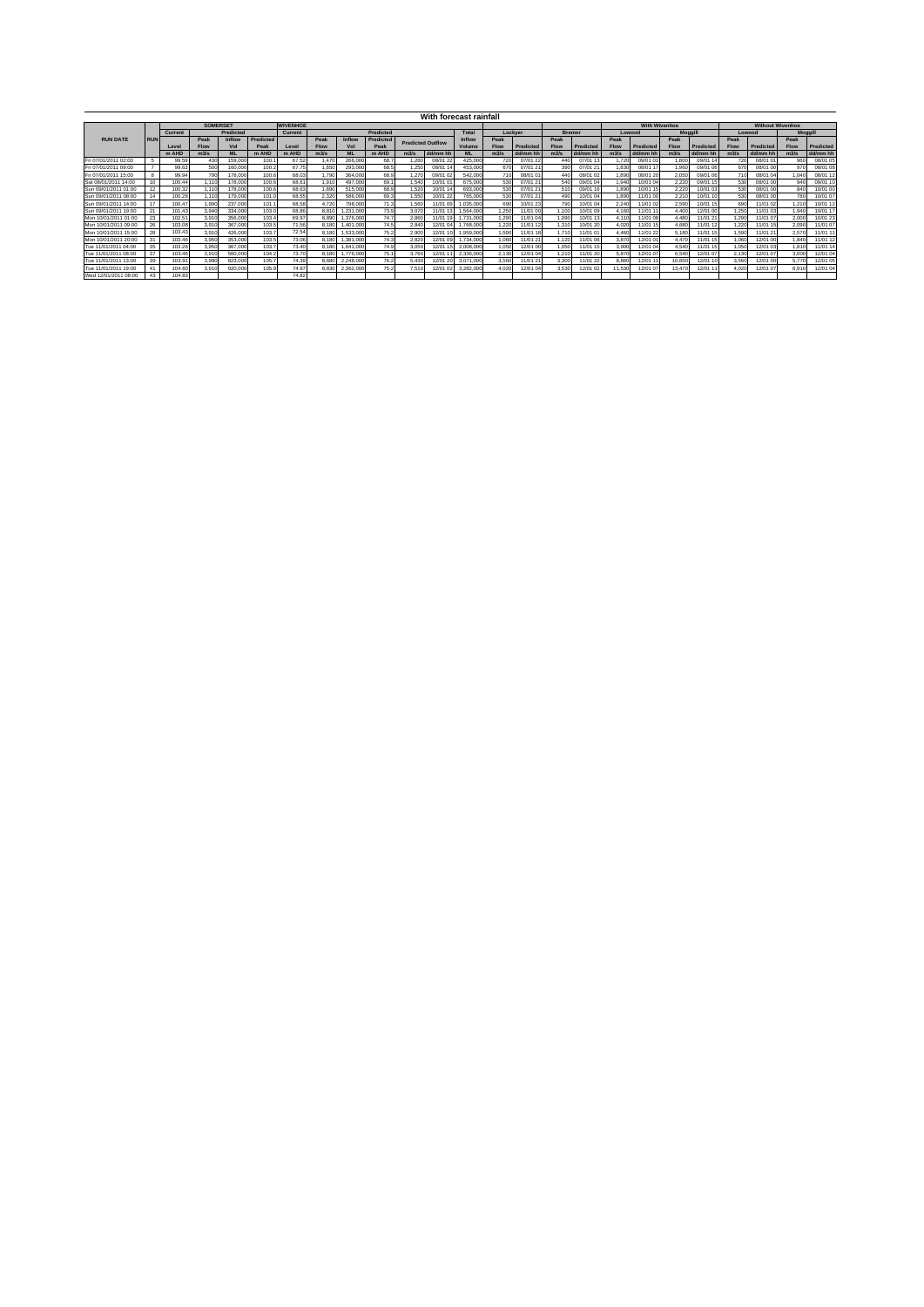# With forecast rainfall

| RUN DATE | RUN | SOMERSET | | | | WIVENHOE | | | | | | | | | | | | With Wivenhoe | | | | Without Wivenhoe | | | |
|---|---|---|---|---|---|---|---|---|---|---|---|---|---|---|---|---|---|---|---|---|---|---|---|---|---|
| | | Current | Predicted | | | Current | Predicted | | | | | Total | Lockyer | | Bremer | | Lowood | | Moggill | | Lowood | | Moggill | |
| | | Level | Peak Flow | Inflow Vol | Predicted Peak | Level | Peak Flow | Inflow Vol | Predicted Peak | Predicted Outflow | | Inflow Volume | Peak Flow | Predicted | Peak Flow | Predicted | Peak Flow | Predicted | Peak Flow | Predicted | Peak Flow | Predicted | Peak Flow | Predicted |
| | | m AHD | m3/s | ML | m AHD | m AHD | m3/s | ML | m AHD | m3/s | dd/mm hh | ML | m3/s | dd/mm hh | m3/s | dd/mm hh | m3/s | dd/mm hh | m3/s | dd/mm hh | m3/s | dd/mm hh | m3/s | dd/mm hh |
| Fri 07/01/2011 02:00 | 5 | 99.59 | 430 | 159,000 | 100.1 | 67.52 | 1,470 | 266,000 | 68.7 | 1,260 | 08/01 22 | 425,000 | 720 | 07/01 22 | 440 | 07/01 13 | 1,720 | 09/01 01 | 1,800 | 09/01 14 | 720 | 08/01 01 | 960 | 08/01 05 |
| Fri 07/01/2011 09:00 | 7 | 99.63 | 500 | 160,000 | 100.2 | 67.75 | 1,650 | 293,000 | 68.5 | 1,250 | 08/01 14 | 453,000 | 670 | 07/01 21 | 390 | 07/01 21 | 1,830 | 08/01 17 | 1,960 | 09/01 06 | 670 | 08/01 00 | 970 | 08/01 08 |
| Fri 07/01/2011 15:00 | 8 | 99.94 | 790 | 178,000 | 100.6 | 68.03 | 1,790 | 364,000 | 68.9 | 1,270 | 09/01 02 | 542,000 | 710 | 08/01 01 | 440 | 08/01 02 | 1,890 | 08/01 20 | 2,050 | 09/01 06 | 710 | 08/01 04 | 1,040 | 08/01 12 |
| Sat 08/01/2011 14:00 | 10 | 100.44 | 1,110 | 178,000 | 100.6 | 68.61 | 1,910 | 497,000 | 69.1 | 1,540 | 10/01 01 | 675,000 | 530 | 07/01 21 | 540 | 09/01 04 | 1,940 | 10/01 04 | 2,220 | 09/01 15 | 530 | 08/01 00 | 940 | 09/01 10 |
| Sun 09/01/2011 01:00 | 12 | 100.32 | 1,110 | 178,000 | 100.6 | 68.63 | 1,890 | 515,000 | 68.9 | 1,520 | 10/01 14 | 693,000 | 530 | 07/01 21 | 510 | 09/01 16 | 1,890 | 10/01 15 | 2,220 | 10/01 03 | 530 | 08/01 00 | 840 | 10/01 00 |
| Sun 09/01/2011 08:00 | 14 | 100.28 | 1,110 | 179,000 | 101.0 | 68.55 | 2,320 | 586,000 | 69.3 | 1,550 | 10/01 22 | 765,000 | 530 | 07/01 21 | 490 | 10/01 04 | 1,890 | 11/01 00 | 2,210 | 10/01 10 | 530 | 08/01 00 | 780 | 10/01 07 |
| Sun 09/01/2011 14:00 | 17 | 100.47 | 1,990 | 237,000 | 101.1 | 68.58 | 4,720 | 798,000 | 71.3 | 1,560 | 11/01 09 | 1,035,000 | 690 | 10/01 23 | 790 | 10/01 04 | 2,240 | 11/01 02 | 2,590 | 10/01 15 | 690 | 11/01 02 | 1,210 | 10/01 12 |
| Sun 09/01/2011 19:00 | 21 | 101.43 | 3,940 | 334,000 | 103.0 | 68.86 | 8,810 | 1,231,000 | 73.9 | 3,070 | 11/01 13 | 1,564,000 | 1,250 | 11/01 00 | 1,100 | 10/01 09 | 4,160 | 11/01 11 | 4,400 | 12/01 00 | 1,250 | 11/01 03 | 1,940 | 10/01 17 |
| Mon 10/01/2011 01:00 | 23 | 102.51 | 3,910 | 356,000 | 103.4 | 69.97 | 8,890 | 1,376,000 | 74.7 | 2,980 | 11/01 19 | 1,731,000 | 1,290 | 11/01 04 | 1,090 | 10/01 13 | 4,110 | 11/01 08 | 4,480 | 11/01 21 | 1,290 | 11/01 07 | 2,000 | 10/01 23 |
| Mon 10/01/2011 09:00 | 26 | 103.08 | 3,910 | 367,000 | 103.5 | 71.56 | 8,180 | 1,401,000 | 74.5 | 2,840 | 12/01 04 | 1,768,000 | 1,220 | 11/01 12 | 1,310 | 10/01 20 | 4,020 | 11/01 15 | 4,680 | 11/01 12 | 1,220 | 11/01 15 | 2,090 | 11/01 07 |
| Mon 10/01/2011 15:00 | 28 | 103.43 | 3,910 | 426,000 | 103.7 | 72.54 | 8,180 | 1,533,000 | 75.2 | 2,900 | 12/01 10 | 1,959,000 | 1,590 | 11/01 18 | 1,710 | 11/01 01 | 4,460 | 11/01 22 | 5,180 | 11/01 15 | 1,590 | 11/01 21 | 2,570 | 11/01 11 |
| Mon 10/01/2011 20:00 | 31 | 103.46 | 3,950 | 353,000 | 103.5 | 73.06 | 8,180 | 1,381,000 | 74.3 | 2,820 | 12/01 09 | 1,734,000 | 1,060 | 11/01 21 | 1,120 | 11/01 06 | 3,870 | 12/01 01 | 4,470 | 11/01 15 | 1,060 | 12/01 00 | 1,840 | 11/01 12 |
| Tue 11/01/2011 04:00 | 35 | 103.28 | 3,950 | 367,000 | 103.7 | 73.40 | 8,180 | 1,641,000 | 74.9 | 3,050 | 12/01 15 | 2,008,000 | 1,050 | 12/01 00 | 1,050 | 11/01 15 | 3,900 | 12/01 04 | 4,540 | 11/01 15 | 1,050 | 12/01 03 | 1,810 | 11/01 14 |
| Tue 11/01/2011 08:00 | 37 | 103.46 | 3,910 | 560,000 | 104.2 | 73.70 | 8,180 | 1,776,000 | 75.1 | 3,760 | 12/01 11 | 2,336,000 | 2,130 | 12/01 04 | 1,210 | 11/01 20 | 5,870 | 12/01 07 | 6,540 | 12/01 07 | 2,130 | 12/01 07 | 3,000 | 12/01 04 |
| Tue 11/01/2011 13:00 | 39 | 103.91 | 3,980 | 823,000 | 105.7 | 74.39 | 8,680 | 2,248,000 | 76.2 | 5,430 | 12/01 20 | 3,071,000 | 3,560 | 11/01 21 | 3,300 | 11/01 22 | 8,860 | 12/01 11 | 10,650 | 12/01 10 | 3,560 | 12/01 00 | 5,770 | 12/01 05 |
| Tue 11/01/2011 19:00 | 41 | 104.60 | 3,910 | 920,000 | 105.9 | 74.97 | 8,830 | 2,362,000 | 75.2 | 7,510 | 12/01 02 | 3,282,000 | 4,020 | 12/01 04 | 3,530 | 12/01 02 | 11,530 | 12/01 07 | 13,470 | 12/01 11 | 4,020 | 12/01 07 | 6,910 | 12/01 04 |
| Wed 12/01/2011 08:00 | 43 | 104.83 | | | | 74.82 | | | | | | | | | | | | | | | | | | |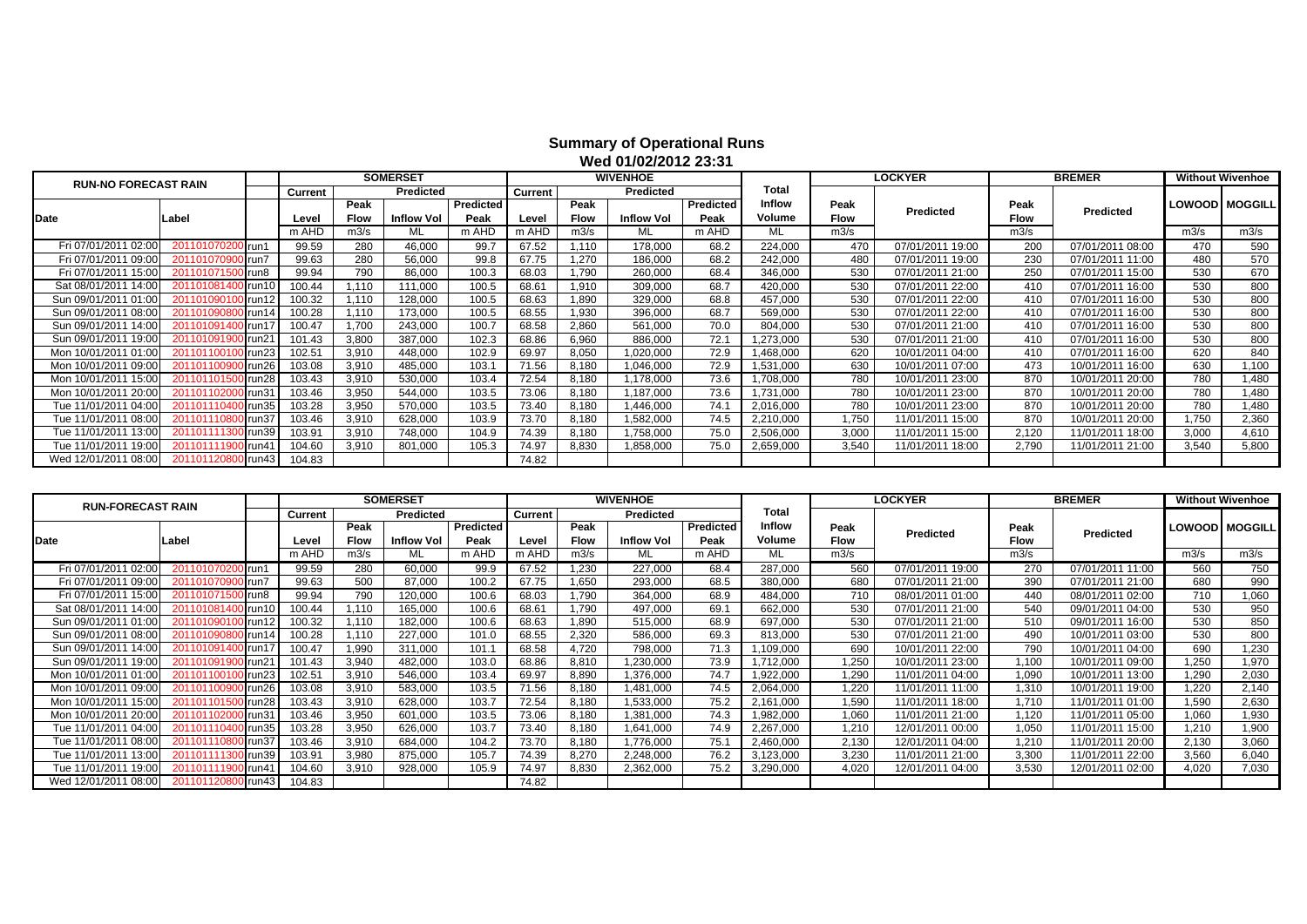# Summary of Operational Runs

## Wed 01/02/2012 23:31

| RUN-NO FORECAST RAIN | | | SOMERSET | | | | WIVENHOE | | | | Total | LOCKYER | | BREMER | | Without Wivenhoe | |
|---|---|---|---|---|---|---|---|---|---|---|---|---|---|---|---|---|---|
| | | | Current | Predicted | | | Current | Predicted | | | Total | | | | | | |
| Date | Label | | Level | Peak Flow | Inflow Vol | Predicted Peak | Level | Peak Flow | Inflow Vol | Predicted Peak | Inflow Volume | Peak Flow | Predicted | Peak Flow | Predicted | LOWOOD | MOGGILL |
| | | | m AHD | m3/s | ML | m AHD | m AHD | m3/s | ML | m AHD | ML | m3/s | | m3/s | | m3/s | m3/s |
| Fri 07/01/2011 02:00 | 201101070200 | run1 | 99.59 | 280 | 46,000 | 99.7 | 67.52 | 1,110 | 178,000 | 68.2 | 224,000 | 470 | 07/01/2011 19:00 | 200 | 07/01/2011 08:00 | 470 | 590 |
| Fri 07/01/2011 09:00 | 201101070900 | run7 | 99.63 | 280 | 56,000 | 99.8 | 67.75 | 1,270 | 186,000 | 68.2 | 242,000 | 480 | 07/01/2011 19:00 | 230 | 07/01/2011 11:00 | 480 | 570 |
| Fri 07/01/2011 15:00 | 201101071500 | run8 | 99.94 | 790 | 86,000 | 100.3 | 68.03 | 1,790 | 260,000 | 68.4 | 346,000 | 530 | 07/01/2011 21:00 | 250 | 07/01/2011 15:00 | 530 | 670 |
| Sat 08/01/2011 14:00 | 201101081400 | run10 | 100.44 | 1,110 | 111,000 | 100.5 | 68.61 | 1,910 | 309,000 | 68.7 | 420,000 | 530 | 07/01/2011 22:00 | 410 | 07/01/2011 16:00 | 530 | 800 |
| Sun 09/01/2011 01:00 | 201101090100 | run12 | 100.32 | 1,110 | 128,000 | 100.5 | 68.63 | 1,890 | 329,000 | 68.8 | 457,000 | 530 | 07/01/2011 22:00 | 410 | 07/01/2011 16:00 | 530 | 800 |
| Sun 09/01/2011 08:00 | 201101090800 | run14 | 100.28 | 1,110 | 173,000 | 100.5 | 68.55 | 1,930 | 396,000 | 68.7 | 569,000 | 530 | 07/01/2011 22:00 | 410 | 07/01/2011 16:00 | 530 | 800 |
| Sun 09/01/2011 14:00 | 201101091400 | run17 | 100.47 | 1,700 | 243,000 | 100.7 | 68.58 | 2,860 | 561,000 | 70.0 | 804,000 | 530 | 07/01/2011 21:00 | 410 | 07/01/2011 16:00 | 530 | 800 |
| Sun 09/01/2011 19:00 | 201101091900 | run21 | 101.43 | 3,800 | 387,000 | 102.3 | 68.86 | 6,960 | 886,000 | 72.1 | 1,273,000 | 530 | 07/01/2011 21:00 | 410 | 07/01/2011 16:00 | 530 | 800 |
| Mon 10/01/2011 01:00 | 201101100100 | run23 | 102.51 | 3,910 | 448,000 | 102.9 | 69.97 | 8,050 | 1,020,000 | 72.9 | 1,468,000 | 620 | 10/01/2011 04:00 | 410 | 07/01/2011 16:00 | 620 | 840 |
| Mon 10/01/2011 09:00 | 201101100900 | run26 | 103.08 | 3,910 | 485,000 | 103.1 | 71.56 | 8,180 | 1,046,000 | 72.9 | 1,531,000 | 630 | 10/01/2011 07:00 | 473 | 10/01/2011 16:00 | 630 | 1,100 |
| Mon 10/01/2011 15:00 | 201101101500 | run28 | 103.43 | 3,910 | 530,000 | 103.4 | 72.54 | 8,180 | 1,178,000 | 73.6 | 1,708,000 | 780 | 10/01/2011 23:00 | 870 | 10/01/2011 20:00 | 780 | 1,480 |
| Mon 10/01/2011 20:00 | 201101102000 | run31 | 103.46 | 3,950 | 544,000 | 103.5 | 73.06 | 8,180 | 1,187,000 | 73.6 | 1,731,000 | 780 | 10/01/2011 23:00 | 870 | 10/01/2011 20:00 | 780 | 1,480 |
| Tue 11/01/2011 04:00 | 201101110400 | run35 | 103.28 | 3,950 | 570,000 | 103.5 | 73.40 | 8,180 | 1,446,000 | 74.1 | 2,016,000 | 780 | 10/01/2011 23:00 | 870 | 10/01/2011 20:00 | 780 | 1,480 |
| Tue 11/01/2011 08:00 | 201101110800 | run37 | 103.46 | 3,910 | 628,000 | 103.9 | 73.70 | 8,180 | 1,582,000 | 74.5 | 2,210,000 | 1,750 | 11/01/2011 15:00 | 870 | 10/01/2011 20:00 | 1,750 | 2,360 |
| Tue 11/01/2011 13:00 | 201101111300 | run39 | 103.91 | 3,910 | 748,000 | 104.9 | 74.39 | 8,180 | 1,758,000 | 75.0 | 2,506,000 | 3,000 | 11/01/2011 15:00 | 2,120 | 11/01/2011 18:00 | 3,000 | 4,610 |
| Tue 11/01/2011 19:00 | 201101111900 | run41 | 104.60 | 3,910 | 801,000 | 105.3 | 74.97 | 8,830 | 1,858,000 | 75.0 | 2,659,000 | 3,540 | 11/01/2011 18:00 | 2,790 | 11/01/2011 21:00 | 3,540 | 5,800 |
| Wed 12/01/2011 08:00 | 201101120800 | run43 | 104.83 | | | | 74.82 | | | | | | | | | | |

| RUN-FORECAST RAIN | | | SOMERSET | | | | WIVENHOE | | | | Total | LOCKYER | | BREMER | | Without Wivenhoe | |
|---|---|---|---|---|---|---|---|---|---|---|---|---|---|---|---|---|---|
| | | | Current | Predicted | | | Current | Predicted | | | Total | | | | | | |
| Date | Label | | Level | Peak Flow | Inflow Vol | Predicted Peak | Level | Peak Flow | Inflow Vol | Predicted Peak | Inflow Volume | Peak Flow | Predicted | Peak Flow | Predicted | LOWOOD | MOGGILL |
| | | | m AHD | m3/s | ML | m AHD | m AHD | m3/s | ML | m AHD | ML | m3/s | | m3/s | | m3/s | m3/s |
| Fri 07/01/2011 02:00 | 201101070200 | run1 | 99.59 | 280 | 60,000 | 99.9 | 67.52 | 1,230 | 227,000 | 68.4 | 287,000 | 560 | 07/01/2011 19:00 | 270 | 07/01/2011 11:00 | 560 | 750 |
| Fri 07/01/2011 09:00 | 201101070900 | run7 | 99.63 | 500 | 87,000 | 100.2 | 67.75 | 1,650 | 293,000 | 68.5 | 380,000 | 680 | 07/01/2011 21:00 | 390 | 07/01/2011 21:00 | 680 | 990 |
| Fri 07/01/2011 15:00 | 201101071500 | run8 | 99.94 | 790 | 120,000 | 100.6 | 68.03 | 1,790 | 364,000 | 68.9 | 484,000 | 710 | 08/01/2011 01:00 | 440 | 08/01/2011 02:00 | 710 | 1,060 |
| Sat 08/01/2011 14:00 | 201101081400 | run10 | 100.44 | 1,110 | 165,000 | 100.6 | 68.61 | 1,790 | 497,000 | 69.1 | 662,000 | 530 | 07/01/2011 21:00 | 540 | 09/01/2011 04:00 | 530 | 950 |
| Sun 09/01/2011 01:00 | 201101090100 | run12 | 100.32 | 1,110 | 182,000 | 100.6 | 68.63 | 1,890 | 515,000 | 68.9 | 697,000 | 530 | 07/01/2011 21:00 | 510 | 09/01/2011 16:00 | 530 | 850 |
| Sun 09/01/2011 08:00 | 201101090800 | run14 | 100.28 | 1,110 | 227,000 | 101.0 | 68.55 | 2,320 | 586,000 | 69.3 | 813,000 | 530 | 07/01/2011 21:00 | 490 | 10/01/2011 03:00 | 530 | 800 |
| Sun 09/01/2011 14:00 | 201101091400 | run17 | 100.47 | 1,990 | 311,000 | 101.1 | 68.58 | 4,720 | 798,000 | 71.3 | 1,109,000 | 690 | 10/01/2011 22:00 | 790 | 10/01/2011 04:00 | 690 | 1,230 |
| Sun 09/01/2011 19:00 | 201101091900 | run21 | 101.43 | 3,940 | 482,000 | 103.0 | 68.86 | 8,180 | 1,230,000 | 73.9 | 1,712,000 | 1,250 | 10/01/2011 23:00 | 1,100 | 10/01/2011 09:00 | 1,250 | 1,970 |
| Mon 10/01/2011 01:00 | 201101100100 | run23 | 102.51 | 3,910 | 546,000 | 103.4 | 69.97 | 8,890 | 1,376,000 | 74.7 | 1,922,000 | 1,290 | 11/01/2011 04:00 | 1,090 | 10/01/2011 13:00 | 1,290 | 2,030 |
| Mon 10/01/2011 09:00 | 201101100900 | run26 | 103.08 | 3,910 | 583,000 | 103.5 | 71.56 | 8,180 | 1,481,000 | 74.5 | 2,064,000 | 1,220 | 11/01/2011 11:00 | 1,310 | 10/01/2011 19:00 | 1,220 | 2,140 |
| Mon 10/01/2011 15:00 | 201101101500 | run28 | 103.43 | 3,910 | 628,000 | 103.7 | 72.54 | 8,180 | 1,533,000 | 75.2 | 2,161,000 | 1,590 | 11/01/2011 18:00 | 1,710 | 11/01/2011 01:00 | 1,590 | 2,630 |
| Mon 10/01/2011 20:00 | 201101102000 | run31 | 103.46 | 3,950 | 601,000 | 103.5 | 73.06 | 8,180 | 1,381,000 | 74.3 | 1,982,000 | 1,060 | 11/01/2011 21:00 | 1,120 | 11/01/2011 05:00 | 1,060 | 1,930 |
| Tue 11/01/2011 04:00 | 201101110400 | run35 | 103.28 | 3,950 | 626,000 | 103.7 | 73.40 | 8,180 | 1,641,000 | 74.9 | 2,267,000 | 1,210 | 12/01/2011 00:00 | 1,050 | 11/01/2011 15:00 | 1,210 | 1,900 |
| Tue 11/01/2011 08:00 | 201101110800 | run37 | 103.46 | 3,910 | 684,000 | 104.2 | 73.70 | 8,180 | 1,776,000 | 75.1 | 2,460,000 | 2,130 | 12/01/2011 04:00 | 1,210 | 11/01/2011 20:00 | 2,130 | 3,060 |
| Tue 11/01/2011 13:00 | 201101111300 | run39 | 103.91 | 3,980 | 875,000 | 105.7 | 74.39 | 8,270 | 2,248,000 | 76.2 | 3,123,000 | 3,230 | 11/01/2011 21:00 | 3,300 | 11/01/2011 22:00 | 3,560 | 6,040 |
| Tue 11/01/2011 19:00 | 201101111900 | run41 | 104.60 | 3,910 | 928,000 | 105.9 | 74.97 | 8,830 | 2,362,000 | 75.2 | 3,290,000 | 4,020 | 12/01/2011 04:00 | 3,530 | 12/01/2011 02:00 | 4,020 | 7,030 |
| Wed 12/01/2011 08:00 | 201101120800 | run43 | 104.83 | | | | 74.82 | | | | | | | | | | |